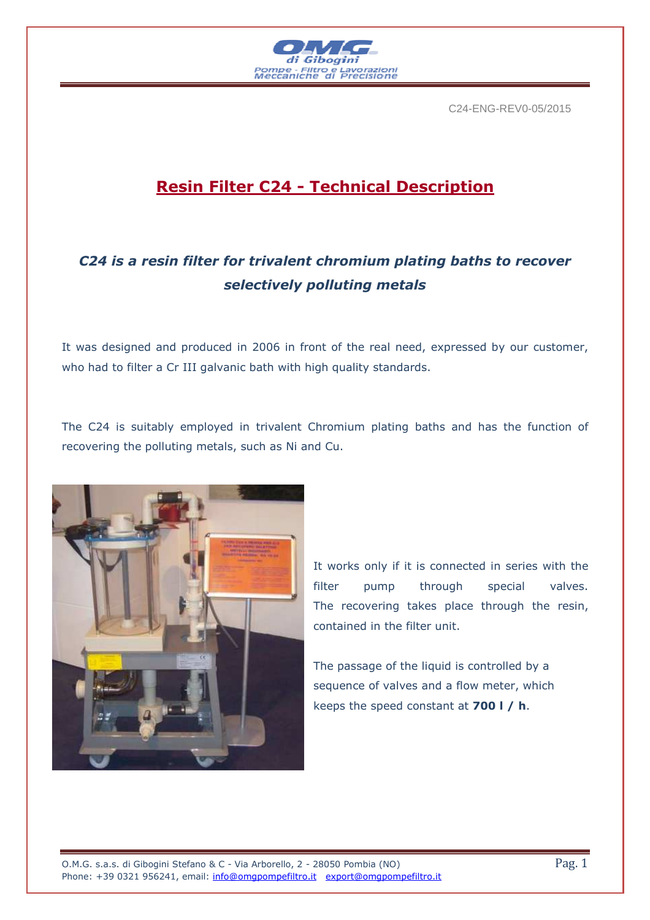C24-ENG-REV0-05/2015

# Resin Filter C24 - Technical Description

***C24 is a resin filter for trivalent chromium plating baths to recover selectively polluting metals***

It was designed and produced in 2006 in front of the real need, expressed by our customer, who had to filter a Cr III galvanic bath with high quality standards.

The C24 is suitably employed in trivalent Chromium plating baths and has the function of recovering the polluting metals, such as Ni and Cu.

It works only if it is connected in series with the filter pump through special valves. The recovering takes place through the resin, contained in the filter unit.

The passage of the liquid is controlled by a sequence of valves and a flow meter, which keeps the speed constant at **700 l / h**.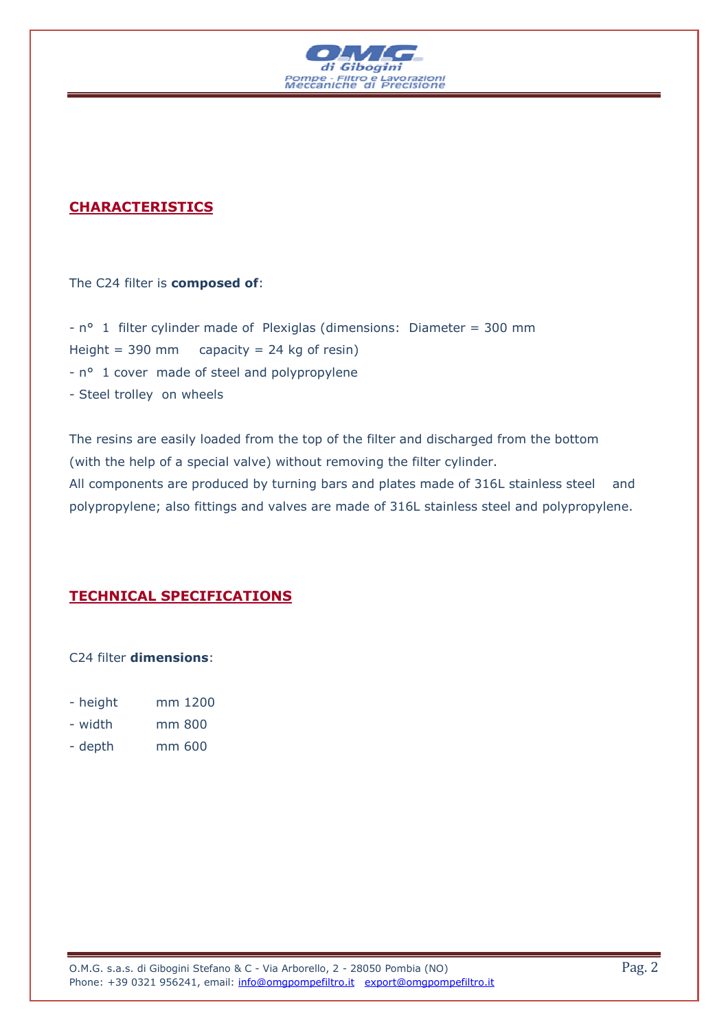## CHARACTERISTICS

The C24 filter is **composed of**:

- n° 1 filter cylinder made of Plexiglas (dimensions: Diameter = 300 mm
Height = 390 mm capacity = 24 kg of resin)
- n° 1 cover made of steel and polypropylene
- Steel trolley on wheels

The resins are easily loaded from the top of the filter and discharged from the bottom (with the help of a special valve) without removing the filter cylinder.
All components are produced by turning bars and plates made of 316L stainless steel and polypropylene; also fittings and valves are made of 316L stainless steel and polypropylene.

## TECHNICAL SPECIFICATIONS

C24 filter **dimensions**:

- height mm 1200
- width mm 800
- depth mm 600